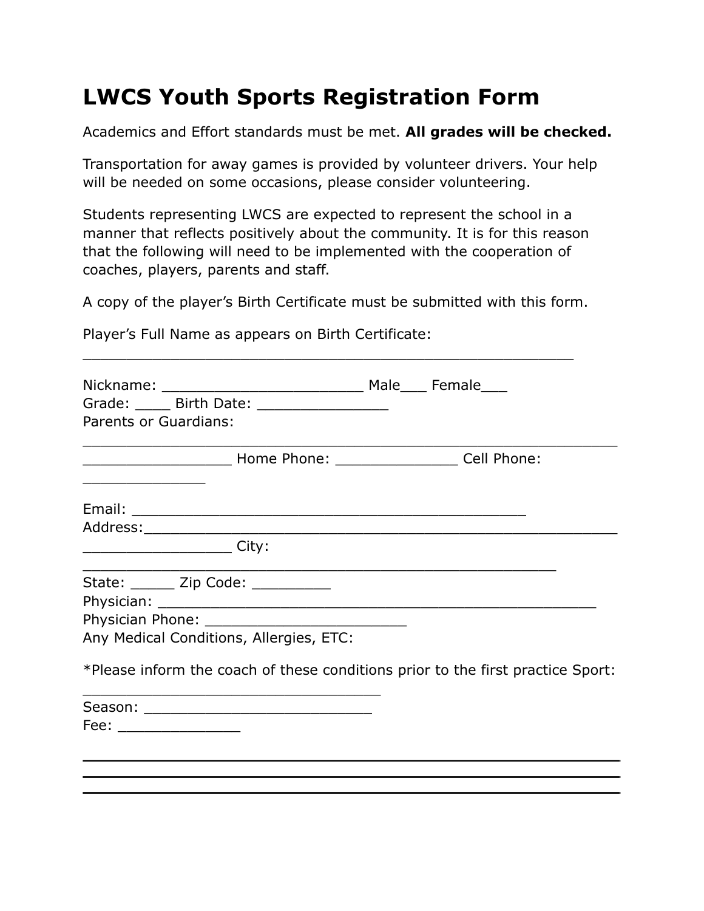# LWCS Youth Sports Registration Form

Academics and Effort standards must be met. **All grades will be checked.**

Transportation for away games is provided by volunteer drivers. Your help will be needed on some occasions, please consider volunteering.

Students representing LWCS are expected to represent the school in a manner that reflects positively about the community. It is for this reason that the following will need to be implemented with the cooperation of coaches, players, parents and staff.

A copy of the player's Birth Certificate must be submitted with this form.

Player's Full Name as appears on Birth Certificate: _______________________________________________________

Nickname: _______________________ Male___ Female___
Grade: ____ Birth Date: _______________
Parents or Guardians: _______________________________________________________________
_________________ Home Phone: ______________ Cell Phone: ______________

Email: ______________________________________________
Address:_______________________________________________________________
_________________ City: _______________________________________________________
State: _____ Zip Code: _________
Physician: ___________________________________________________
Physician Phone: _______________________
Any Medical Conditions, Allergies, ETC:

*Please inform the coach of these conditions prior to the first practice Sport: ___________________________________
Season: __________________________
Fee: ______________

---

---

---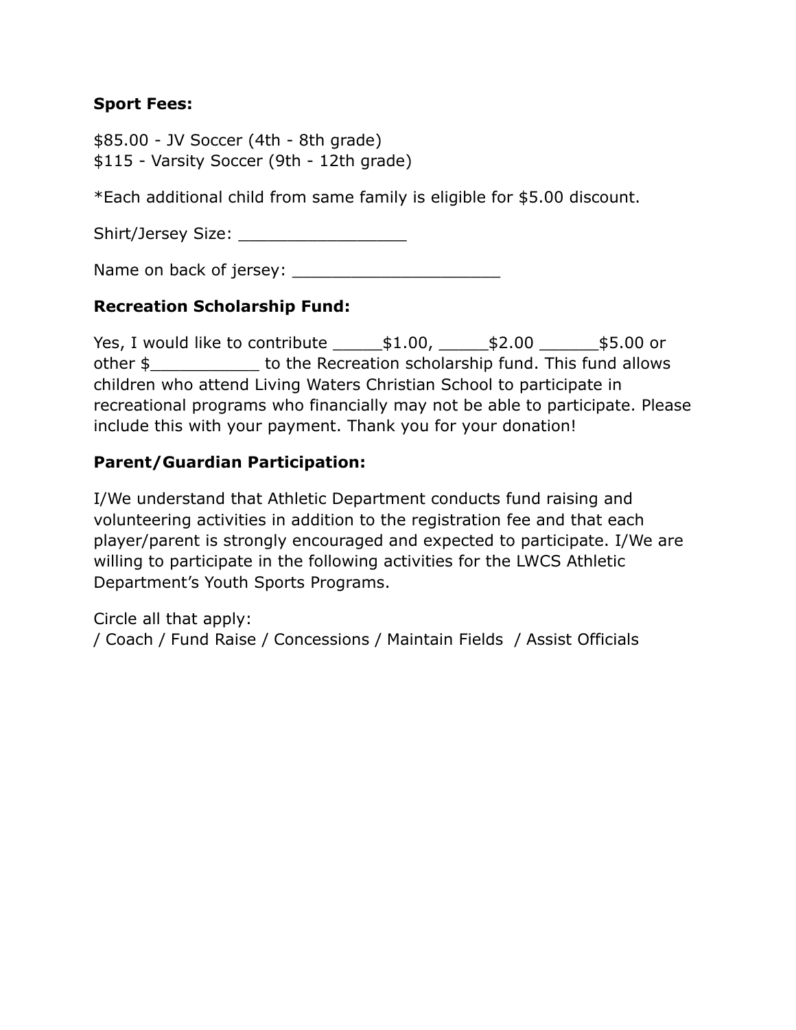**Sport Fees:**

$85.00 - JV Soccer (4th - 8th grade)
$115 - Varsity Soccer (9th - 12th grade)

*Each additional child from same family is eligible for $5.00 discount.

Shirt/Jersey Size: _________________

Name on back of jersey: _____________________

**Recreation Scholarship Fund:**

Yes, I would like to contribute _____$1.00, _____$2.00 ______$5.00 or other $___________ to the Recreation scholarship fund. This fund allows children who attend Living Waters Christian School to participate in recreational programs who financially may not be able to participate. Please include this with your payment. Thank you for your donation!

**Parent/Guardian Participation:**

I/We understand that Athletic Department conducts fund raising and volunteering activities in addition to the registration fee and that each player/parent is strongly encouraged and expected to participate. I/We are willing to participate in the following activities for the LWCS Athletic Department's Youth Sports Programs.

Circle all that apply:
/ Coach / Fund Raise / Concessions / Maintain Fields / Assist Officials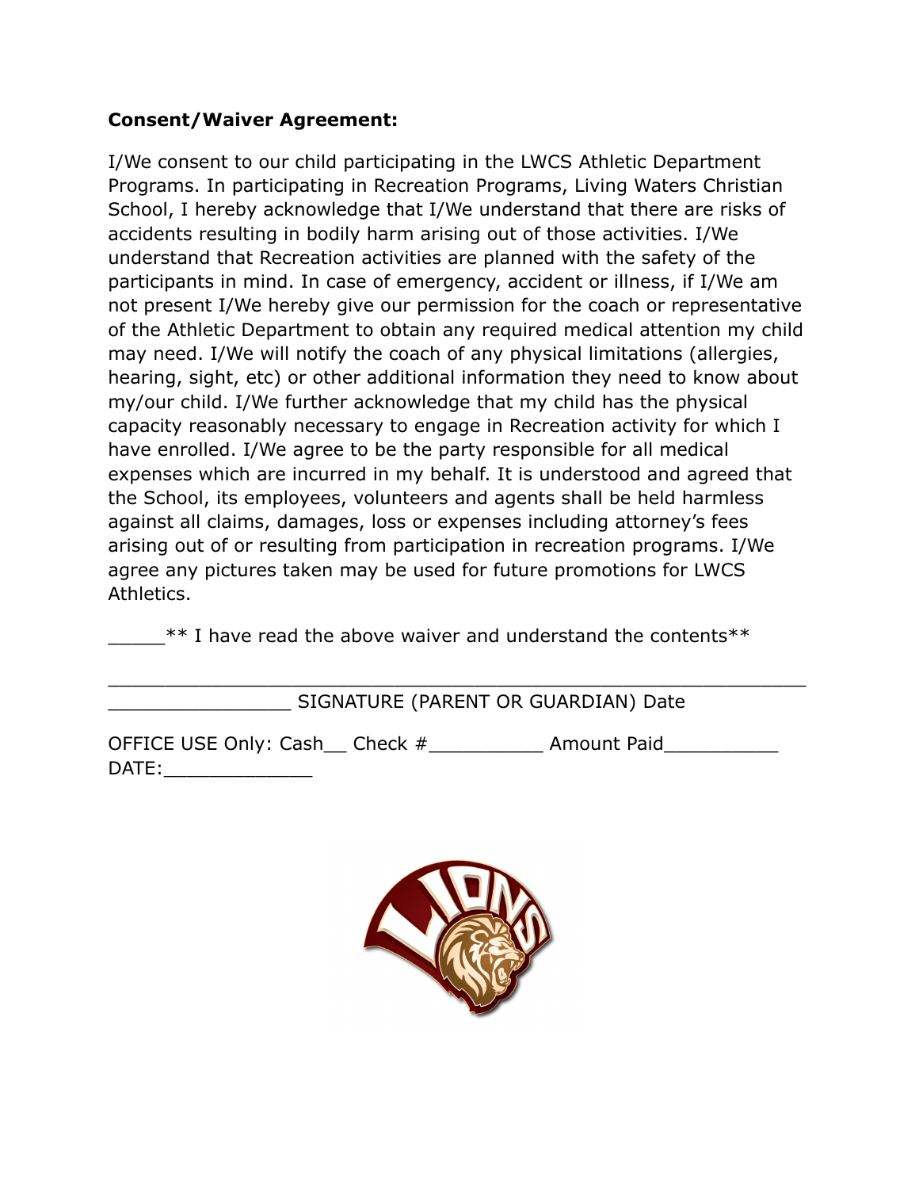**Consent/Waiver Agreement:**

I/We consent to our child participating in the LWCS Athletic Department Programs. In participating in Recreation Programs, Living Waters Christian School, I hereby acknowledge that I/We understand that there are risks of accidents resulting in bodily harm arising out of those activities. I/We understand that Recreation activities are planned with the safety of the participants in mind. In case of emergency, accident or illness, if I/We am not present I/We hereby give our permission for the coach or representative of the Athletic Department to obtain any required medical attention my child may need. I/We will notify the coach of any physical limitations (allergies, hearing, sight, etc) or other additional information they need to know about my/our child. I/We further acknowledge that my child has the physical capacity reasonably necessary to engage in Recreation activity for which I have enrolled. I/We agree to be the party responsible for all medical expenses which are incurred in my behalf. It is understood and agreed that the School, its employees, volunteers and agents shall be held harmless against all claims, damages, loss or expenses including attorney's fees arising out of or resulting from participation in recreation programs. I/We agree any pictures taken may be used for future promotions for LWCS Athletics.

_____** I have read the above waiver and understand the contents**

________________________________________________________________
________________ SIGNATURE (PARENT OR GUARDIAN) Date

OFFICE USE Only: Cash__ Check #__________ Amount Paid__________
DATE:_____________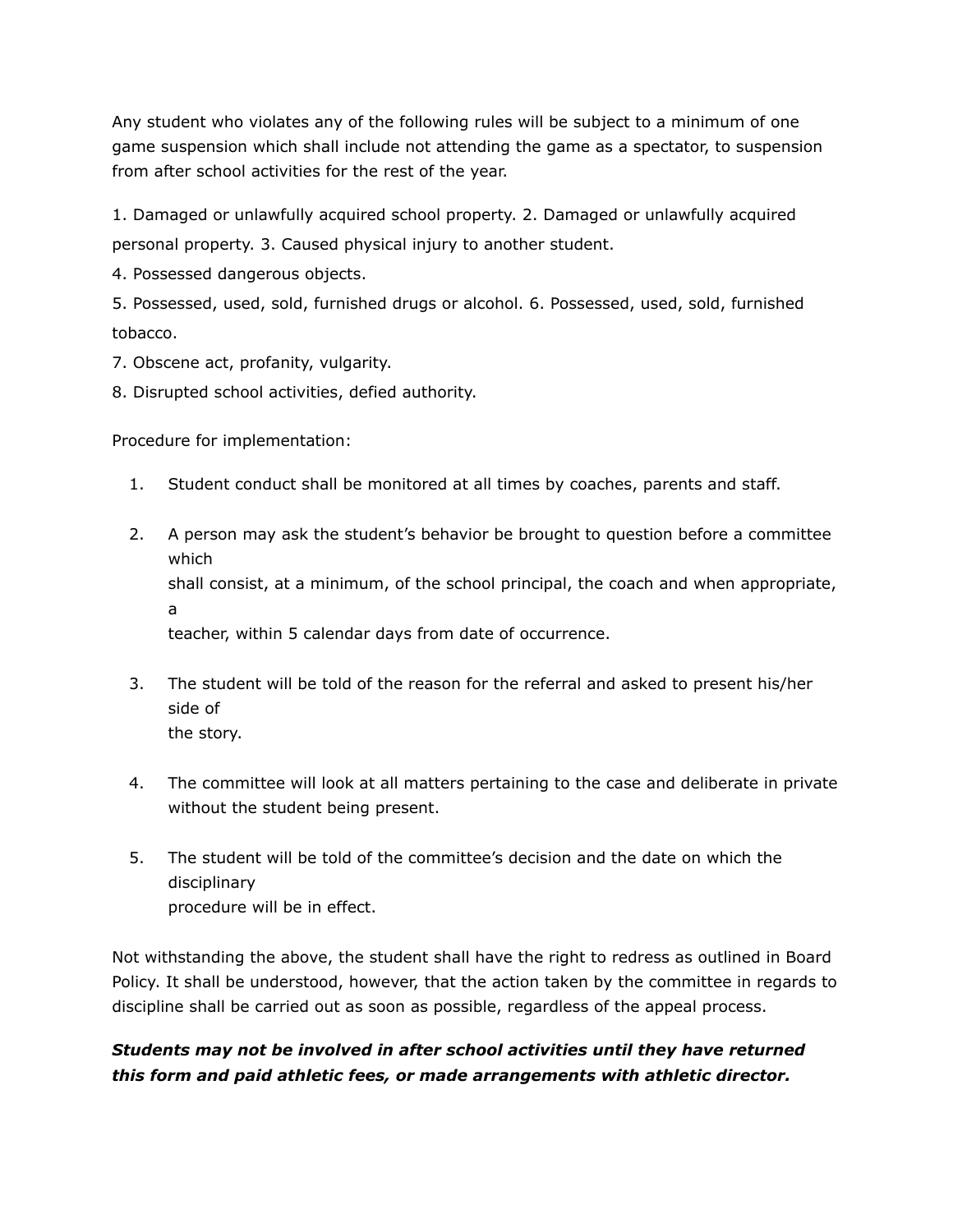Any student who violates any of the following rules will be subject to a minimum of one game suspension which shall include not attending the game as a spectator, to suspension from after school activities for the rest of the year.

1. Damaged or unlawfully acquired school property. 2. Damaged or unlawfully acquired personal property. 3. Caused physical injury to another student.
4. Possessed dangerous objects.
5. Possessed, used, sold, furnished drugs or alcohol. 6. Possessed, used, sold, furnished tobacco.
7. Obscene act, profanity, vulgarity.
8. Disrupted school activities, defied authority.

Procedure for implementation:

1. Student conduct shall be monitored at all times by coaches, parents and staff.

2. A person may ask the student's behavior be brought to question before a committee which shall consist, at a minimum, of the school principal, the coach and when appropriate, a teacher, within 5 calendar days from date of occurrence.

3. The student will be told of the reason for the referral and asked to present his/her side of the story.

4. The committee will look at all matters pertaining to the case and deliberate in private without the student being present.

5. The student will be told of the committee's decision and the date on which the disciplinary procedure will be in effect.

Not withstanding the above, the student shall have the right to redress as outlined in Board Policy. It shall be understood, however, that the action taken by the committee in regards to discipline shall be carried out as soon as possible, regardless of the appeal process.

***Students may not be involved in after school activities until they have returned this form and paid athletic fees, or made arrangements with athletic director.***